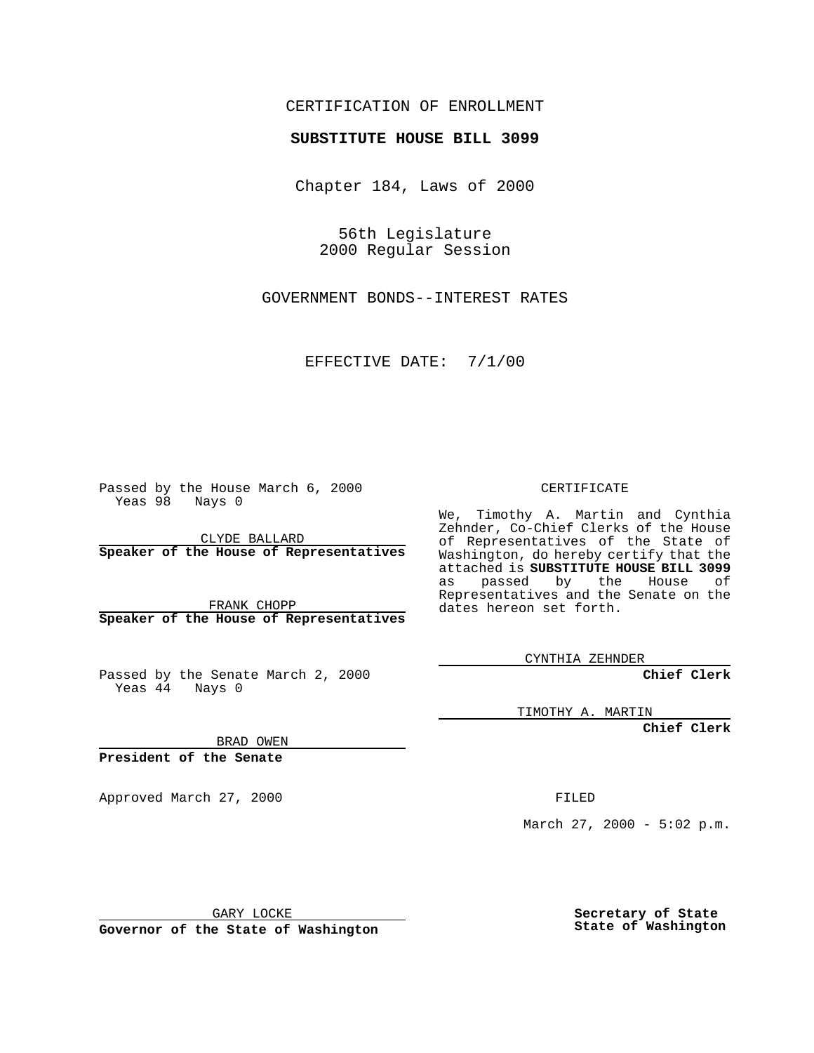CERTIFICATION OF ENROLLMENT

**SUBSTITUTE HOUSE BILL 3099**

Chapter 184, Laws of 2000

56th Legislature
2000 Regular Session

GOVERNMENT BONDS--INTEREST RATES

EFFECTIVE DATE: 7/1/00

Passed by the House March 6, 2000
Yeas 98 Nays 0

CLYDE BALLARD
**Speaker of the House of Representatives**

FRANK CHOPP
**Speaker of the House of Representatives**

Passed by the Senate March 2, 2000
Yeas 44 Nays 0

BRAD OWEN
**President of the Senate**

Approved March 27, 2000

GARY LOCKE
**Governor of the State of Washington**

CERTIFICATE

We, Timothy A. Martin and Cynthia Zehnder, Co-Chief Clerks of the House of Representatives of the State of Washington, do hereby certify that the attached is **SUBSTITUTE HOUSE BILL 3099** as passed by the House of Representatives and the Senate on the dates hereon set forth.

CYNTHIA ZEHNDER
**Chief Clerk**

TIMOTHY A. MARTIN
**Chief Clerk**

FILED

March 27, 2000 - 5:02 p.m.

**Secretary of State**
**State of Washington**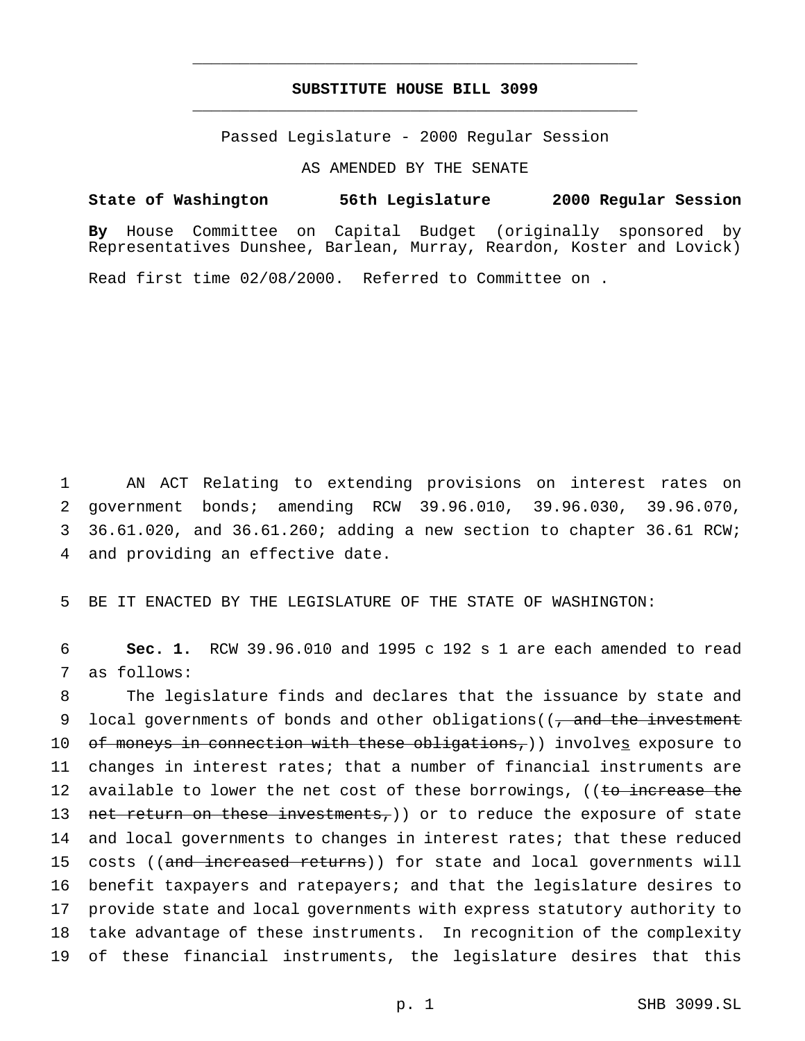# SUBSTITUTE HOUSE BILL 3099

Passed Legislature - 2000 Regular Session

AS AMENDED BY THE SENATE

**State of Washington 56th Legislature 2000 Regular Session**

**By** House Committee on Capital Budget (originally sponsored by Representatives Dunshee, Barlean, Murray, Reardon, Koster and Lovick)

Read first time 02/08/2000. Referred to Committee on .

1 AN ACT Relating to extending provisions on interest rates on
2 government bonds; amending RCW 39.96.010, 39.96.030, 39.96.070,
3 36.61.020, and 36.61.260; adding a new section to chapter 36.61 RCW;
4 and providing an effective date.

5 BE IT ENACTED BY THE LEGISLATURE OF THE STATE OF WASHINGTON:

6 **Sec. 1.** RCW 39.96.010 and 1995 c 192 s 1 are each amended to read
7 as follows:

8 The legislature finds and declares that the issuance by state and
9 local governments of bonds and other obligations((~~, and the investment~~
10 ~~of moneys in connection with these obligations,~~)) involves exposure to
11 changes in interest rates; that a number of financial instruments are
12 available to lower the net cost of these borrowings, ((~~to increase the~~
13 ~~net return on these investments,~~)) or to reduce the exposure of state
14 and local governments to changes in interest rates; that these reduced
15 costs ((~~and increased returns~~)) for state and local governments will
16 benefit taxpayers and ratepayers; and that the legislature desires to
17 provide state and local governments with express statutory authority to
18 take advantage of these instruments. In recognition of the complexity
19 of these financial instruments, the legislature desires that this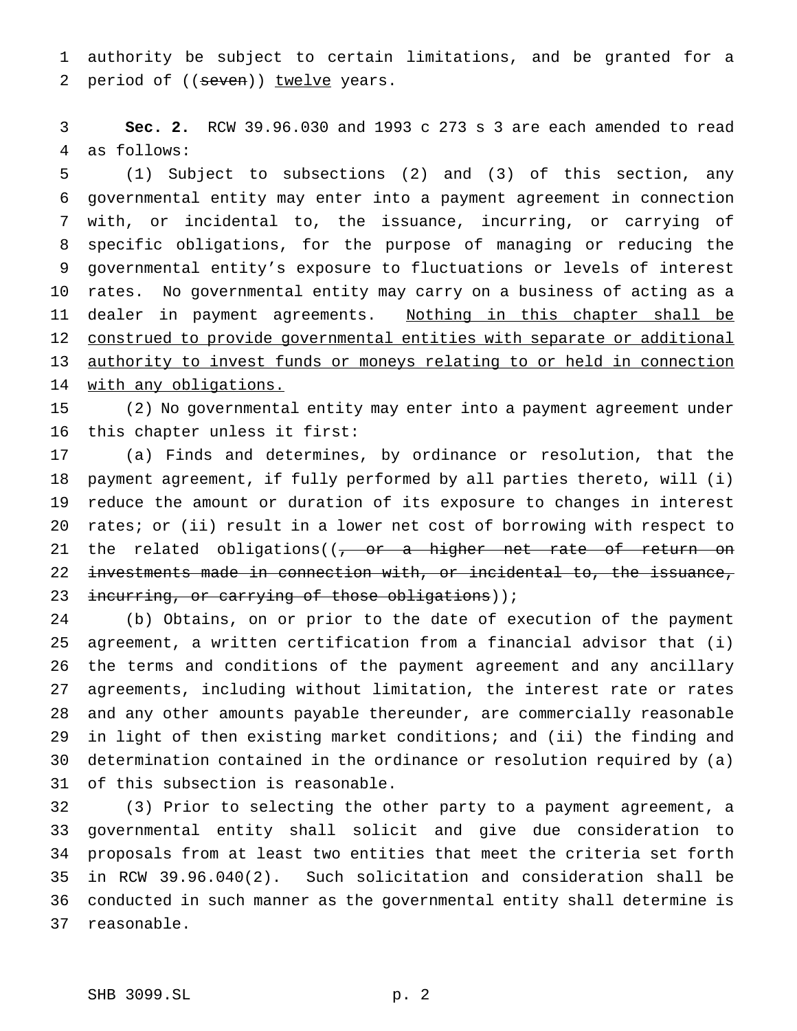authority be subject to certain limitations, and be granted for a period of ((~~seven~~)) <u>twelve</u> years.

**Sec. 2.** RCW 39.96.030 and 1993 c 273 s 3 are each amended to read as follows:

(1) Subject to subsections (2) and (3) of this section, any governmental entity may enter into a payment agreement in connection with, or incidental to, the issuance, incurring, or carrying of specific obligations, for the purpose of managing or reducing the governmental entity's exposure to fluctuations or levels of interest rates. No governmental entity may carry on a business of acting as a dealer in payment agreements. <u>Nothing in this chapter shall be construed to provide governmental entities with separate or additional authority to invest funds or moneys relating to or held in connection with any obligations.</u>

(2) No governmental entity may enter into a payment agreement under this chapter unless it first:

(a) Finds and determines, by ordinance or resolution, that the payment agreement, if fully performed by all parties thereto, will (i) reduce the amount or duration of its exposure to changes in interest rates; or (ii) result in a lower net cost of borrowing with respect to the related obligations((~~, or a higher net rate of return on investments made in connection with, or incidental to, the issuance, incurring, or carrying of those obligations~~));

(b) Obtains, on or prior to the date of execution of the payment agreement, a written certification from a financial advisor that (i) the terms and conditions of the payment agreement and any ancillary agreements, including without limitation, the interest rate or rates and any other amounts payable thereunder, are commercially reasonable in light of then existing market conditions; and (ii) the finding and determination contained in the ordinance or resolution required by (a) of this subsection is reasonable.

(3) Prior to selecting the other party to a payment agreement, a governmental entity shall solicit and give due consideration to proposals from at least two entities that meet the criteria set forth in RCW 39.96.040(2). Such solicitation and consideration shall be conducted in such manner as the governmental entity shall determine is reasonable.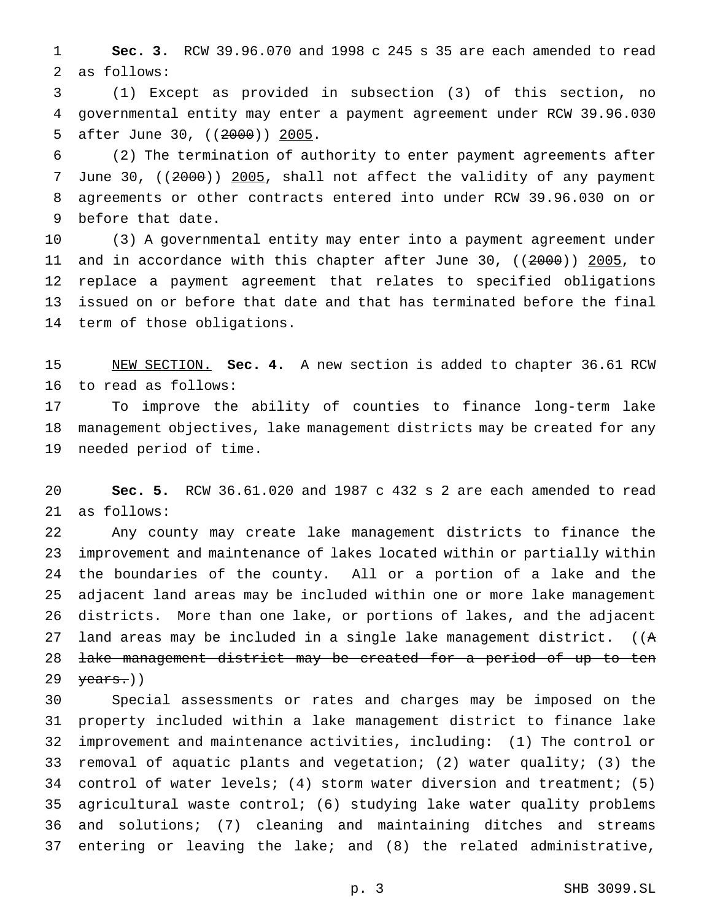**Sec. 3.** RCW 39.96.070 and 1998 c 245 s 35 are each amended to read as follows:

(1) Except as provided in subsection (3) of this section, no governmental entity may enter a payment agreement under RCW 39.96.030 after June 30, ((~~2000~~)) <u>2005</u>.

(2) The termination of authority to enter payment agreements after June 30, ((~~2000~~)) <u>2005</u>, shall not affect the validity of any payment agreements or other contracts entered into under RCW 39.96.030 on or before that date.

(3) A governmental entity may enter into a payment agreement under and in accordance with this chapter after June 30, ((~~2000~~)) <u>2005</u>, to replace a payment agreement that relates to specified obligations issued on or before that date and that has terminated before the final term of those obligations.

<u>NEW SECTION.</u> **Sec. 4.** A new section is added to chapter 36.61 RCW to read as follows:

To improve the ability of counties to finance long-term lake management objectives, lake management districts may be created for any needed period of time.

**Sec. 5.** RCW 36.61.020 and 1987 c 432 s 2 are each amended to read as follows:

Any county may create lake management districts to finance the improvement and maintenance of lakes located within or partially within the boundaries of the county. All or a portion of a lake and the adjacent land areas may be included within one or more lake management districts. More than one lake, or portions of lakes, and the adjacent land areas may be included in a single lake management district. ((~~A lake management district may be created for a period of up to ten years.~~))

Special assessments or rates and charges may be imposed on the property included within a lake management district to finance lake improvement and maintenance activities, including: (1) The control or removal of aquatic plants and vegetation; (2) water quality; (3) the control of water levels; (4) storm water diversion and treatment; (5) agricultural waste control; (6) studying lake water quality problems and solutions; (7) cleaning and maintaining ditches and streams entering or leaving the lake; and (8) the related administrative,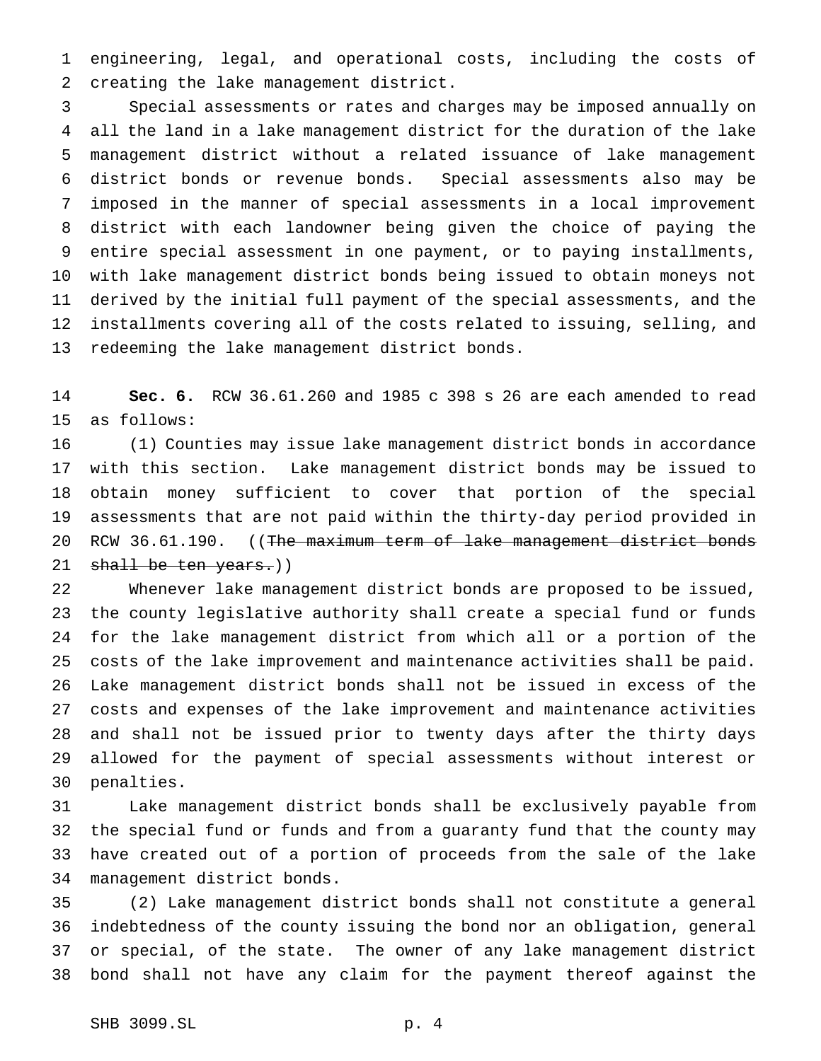engineering, legal, and operational costs, including the costs of creating the lake management district.

Special assessments or rates and charges may be imposed annually on all the land in a lake management district for the duration of the lake management district without a related issuance of lake management district bonds or revenue bonds. Special assessments also may be imposed in the manner of special assessments in a local improvement district with each landowner being given the choice of paying the entire special assessment in one payment, or to paying installments, with lake management district bonds being issued to obtain moneys not derived by the initial full payment of the special assessments, and the installments covering all of the costs related to issuing, selling, and redeeming the lake management district bonds.

**Sec. 6.** RCW 36.61.260 and 1985 c 398 s 26 are each amended to read as follows:

(1) Counties may issue lake management district bonds in accordance with this section. Lake management district bonds may be issued to obtain money sufficient to cover that portion of the special assessments that are not paid within the thirty-day period provided in RCW 36.61.190. ((~~The maximum term of lake management district bonds shall be ten years.~~))

Whenever lake management district bonds are proposed to be issued, the county legislative authority shall create a special fund or funds for the lake management district from which all or a portion of the costs of the lake improvement and maintenance activities shall be paid. Lake management district bonds shall not be issued in excess of the costs and expenses of the lake improvement and maintenance activities and shall not be issued prior to twenty days after the thirty days allowed for the payment of special assessments without interest or penalties.

Lake management district bonds shall be exclusively payable from the special fund or funds and from a guaranty fund that the county may have created out of a portion of proceeds from the sale of the lake management district bonds.

(2) Lake management district bonds shall not constitute a general indebtedness of the county issuing the bond nor an obligation, general or special, of the state. The owner of any lake management district bond shall not have any claim for the payment thereof against the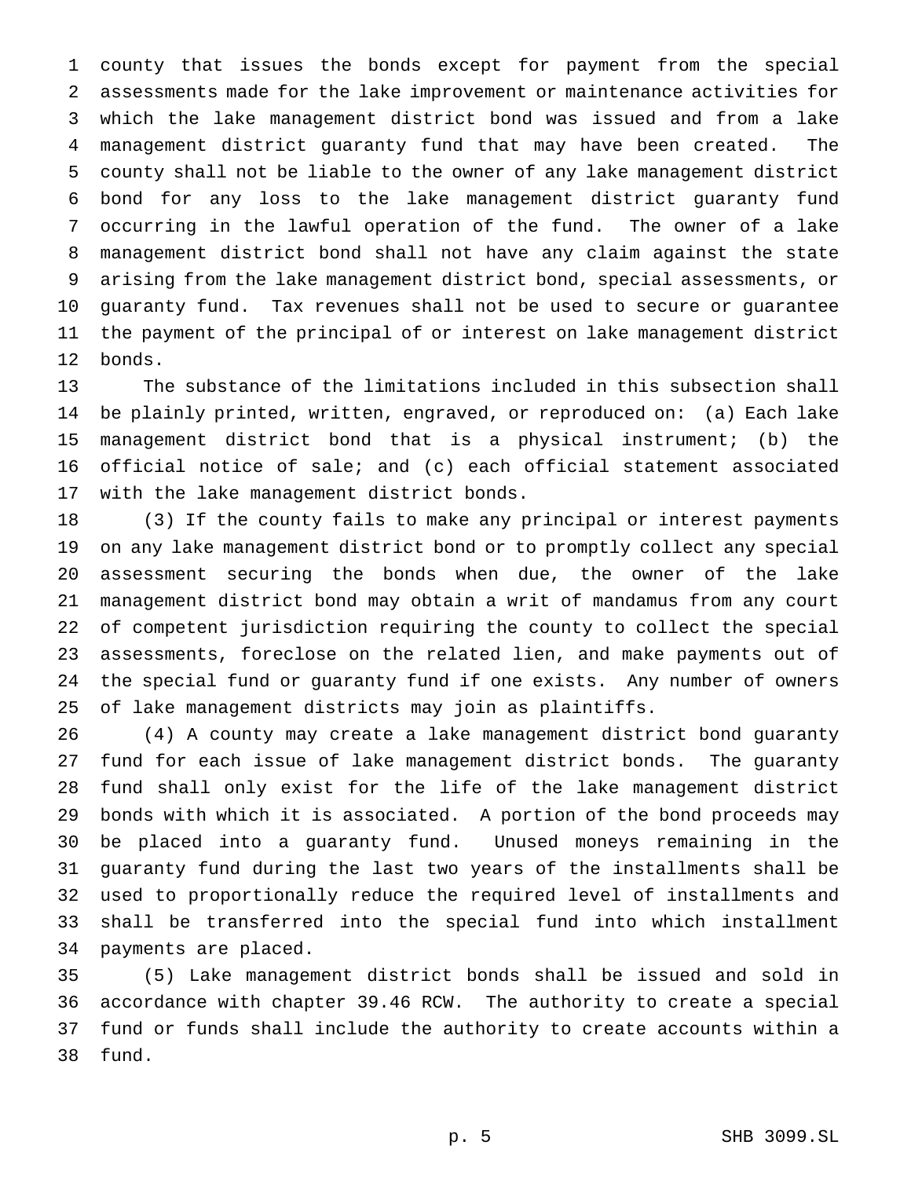county that issues the bonds except for payment from the special assessments made for the lake improvement or maintenance activities for which the lake management district bond was issued and from a lake management district guaranty fund that may have been created. The county shall not be liable to the owner of any lake management district bond for any loss to the lake management district guaranty fund occurring in the lawful operation of the fund. The owner of a lake management district bond shall not have any claim against the state arising from the lake management district bond, special assessments, or guaranty fund. Tax revenues shall not be used to secure or guarantee the payment of the principal of or interest on lake management district bonds.

The substance of the limitations included in this subsection shall be plainly printed, written, engraved, or reproduced on: (a) Each lake management district bond that is a physical instrument; (b) the official notice of sale; and (c) each official statement associated with the lake management district bonds.

(3) If the county fails to make any principal or interest payments on any lake management district bond or to promptly collect any special assessment securing the bonds when due, the owner of the lake management district bond may obtain a writ of mandamus from any court of competent jurisdiction requiring the county to collect the special assessments, foreclose on the related lien, and make payments out of the special fund or guaranty fund if one exists. Any number of owners of lake management districts may join as plaintiffs.

(4) A county may create a lake management district bond guaranty fund for each issue of lake management district bonds. The guaranty fund shall only exist for the life of the lake management district bonds with which it is associated. A portion of the bond proceeds may be placed into a guaranty fund. Unused moneys remaining in the guaranty fund during the last two years of the installments shall be used to proportionally reduce the required level of installments and shall be transferred into the special fund into which installment payments are placed.

(5) Lake management district bonds shall be issued and sold in accordance with chapter 39.46 RCW. The authority to create a special fund or funds shall include the authority to create accounts within a fund.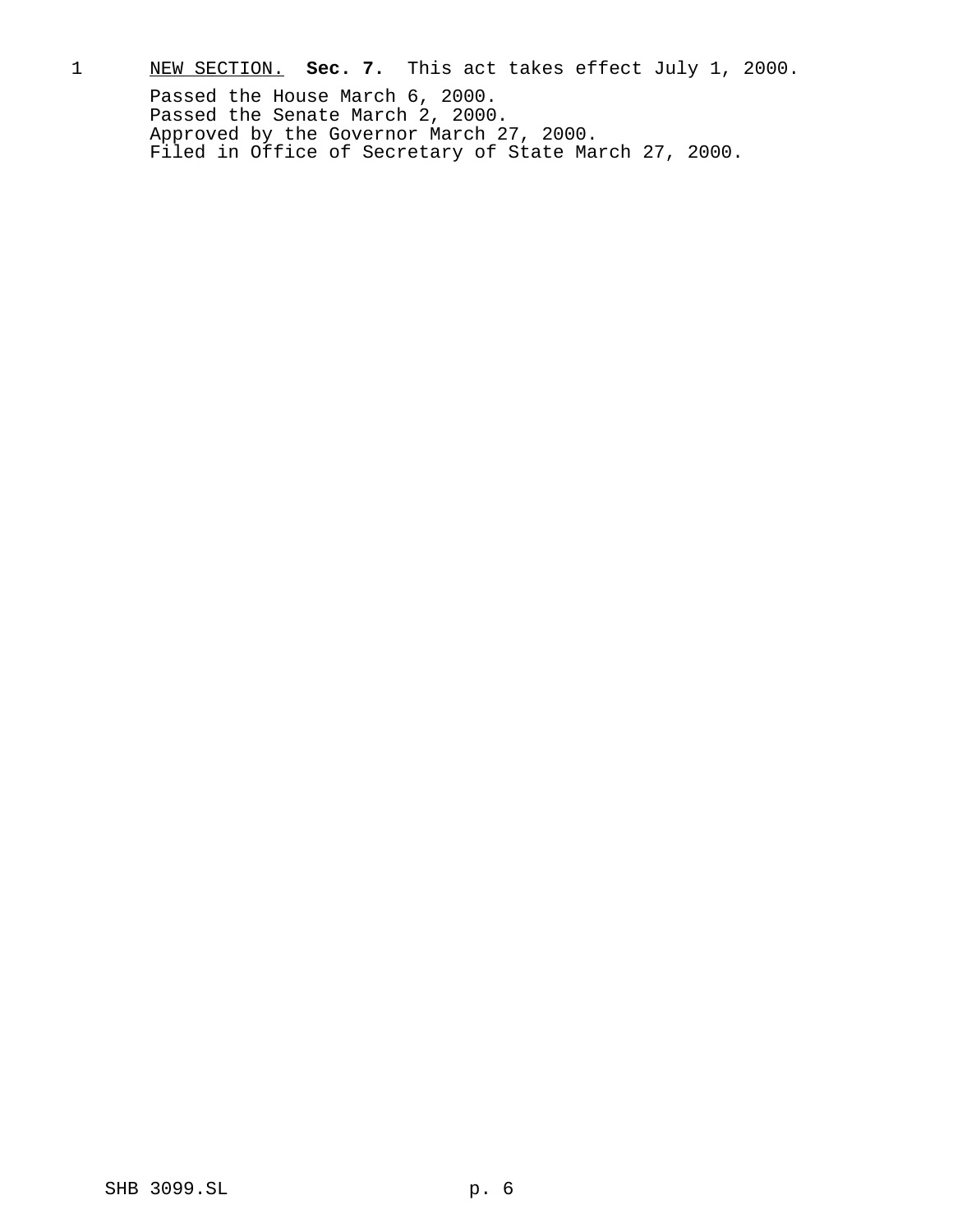NEW SECTION. **Sec. 7.** This act takes effect July 1, 2000.

Passed the House March 6, 2000.
Passed the Senate March 2, 2000.
Approved by the Governor March 27, 2000.
Filed in Office of Secretary of State March 27, 2000.